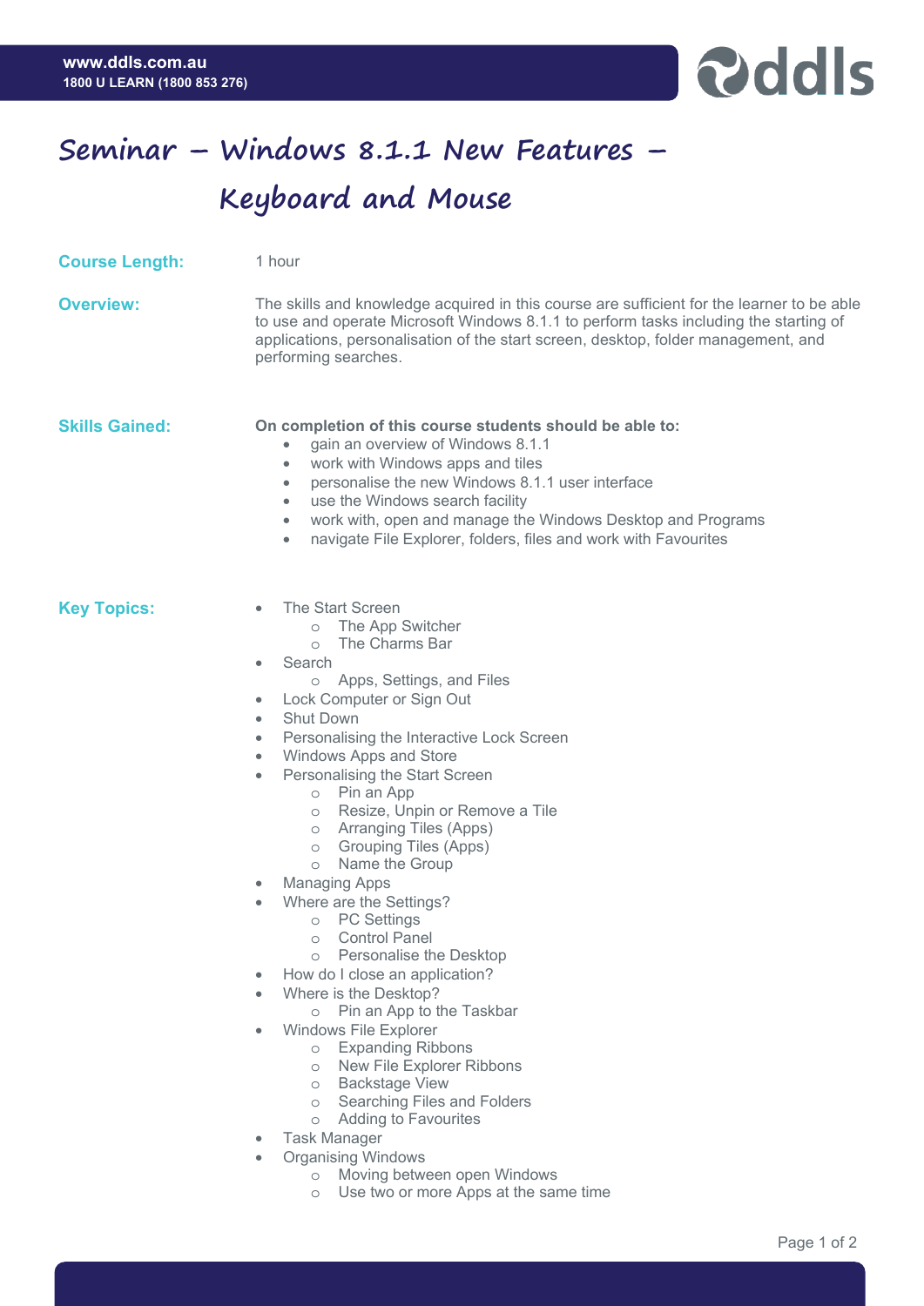# Seminar – Windows 8.1.1 New Features – Keyboard and Mouse

**Course Length:** 1 hour

**Overview:** The skills and knowledge acquired in this course are sufficient for the learner to be able to use and operate Microsoft Windows 8.1.1 to perform tasks including the starting of applications, personalisation of the start screen, desktop, folder management, and performing searches.

**Skills Gained:**

**On completion of this course students should be able to:**

- gain an overview of Windows 8.1.1
- work with Windows apps and tiles
- personalise the new Windows 8.1.1 user interface
- use the Windows search facility
- work with, open and manage the Windows Desktop and Programs
- navigate File Explorer, folders, files and work with Favourites

**Key Topics:**

- The Start Screen
  - The App Switcher
  - The Charms Bar
- Search
  - Apps, Settings, and Files
- Lock Computer or Sign Out
- Shut Down
- Personalising the Interactive Lock Screen
- Windows Apps and Store
- Personalising the Start Screen
  - Pin an App
  - Resize, Unpin or Remove a Tile
  - Arranging Tiles (Apps)
  - Grouping Tiles (Apps)
  - Name the Group
- Managing Apps
- Where are the Settings?
  - PC Settings
  - Control Panel
  - Personalise the Desktop
- How do I close an application?
- Where is the Desktop?
  - Pin an App to the Taskbar
- Windows File Explorer
  - Expanding Ribbons
  - New File Explorer Ribbons
  - Backstage View
  - Searching Files and Folders
  - Adding to Favourites
- Task Manager
- Organising Windows
  - Moving between open Windows
  - Use two or more Apps at the same time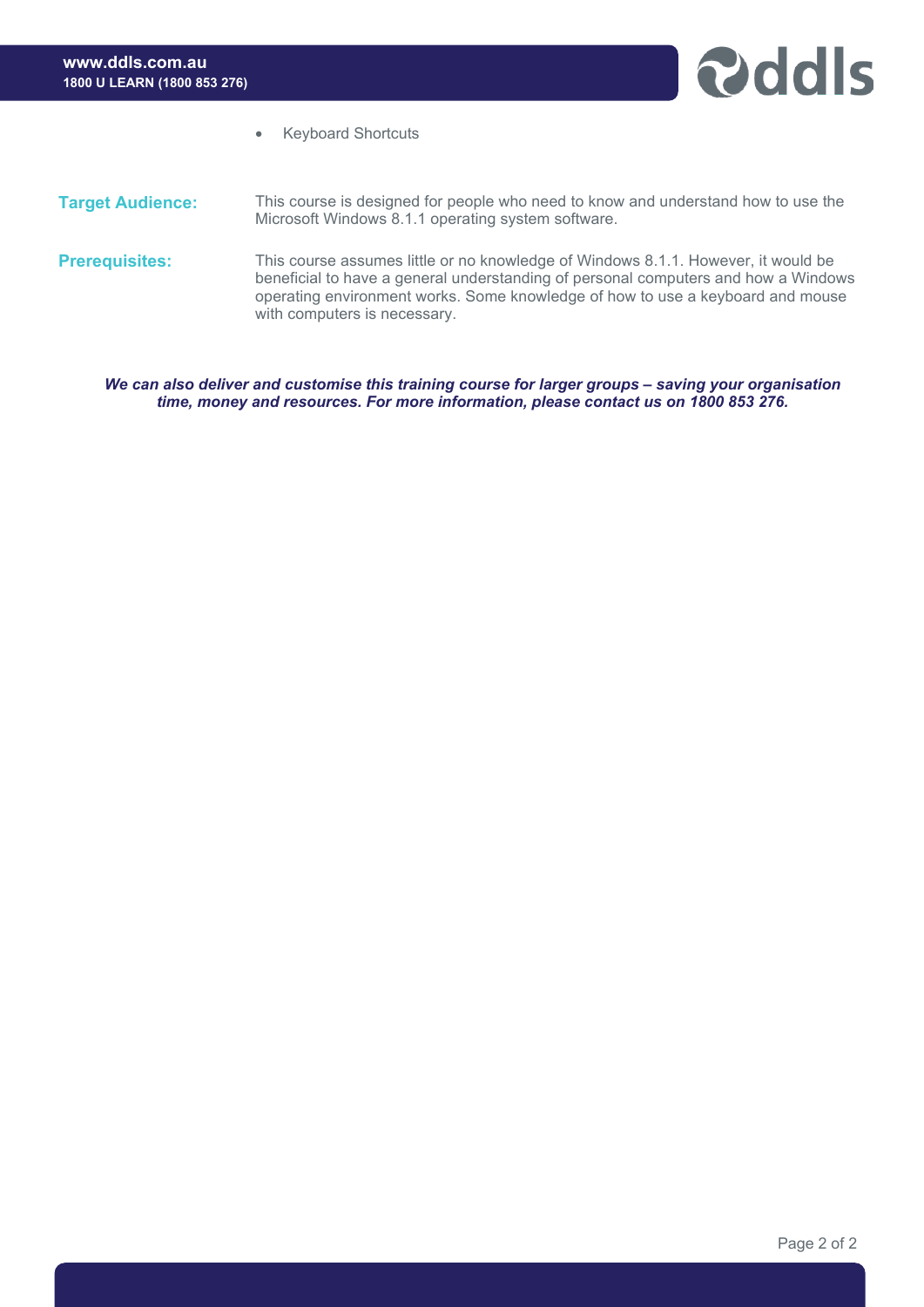- Keyboard Shortcuts

**Target Audience:** This course is designed for people who need to know and understand how to use the Microsoft Windows 8.1.1 operating system software.

**Prerequisites:** This course assumes little or no knowledge of Windows 8.1.1. However, it would be beneficial to have a general understanding of personal computers and how a Windows operating environment works. Some knowledge of how to use a keyboard and mouse with computers is necessary.

***We can also deliver and customise this training course for larger groups – saving your organisation time, money and resources. For more information, please contact us on 1800 853 276.***